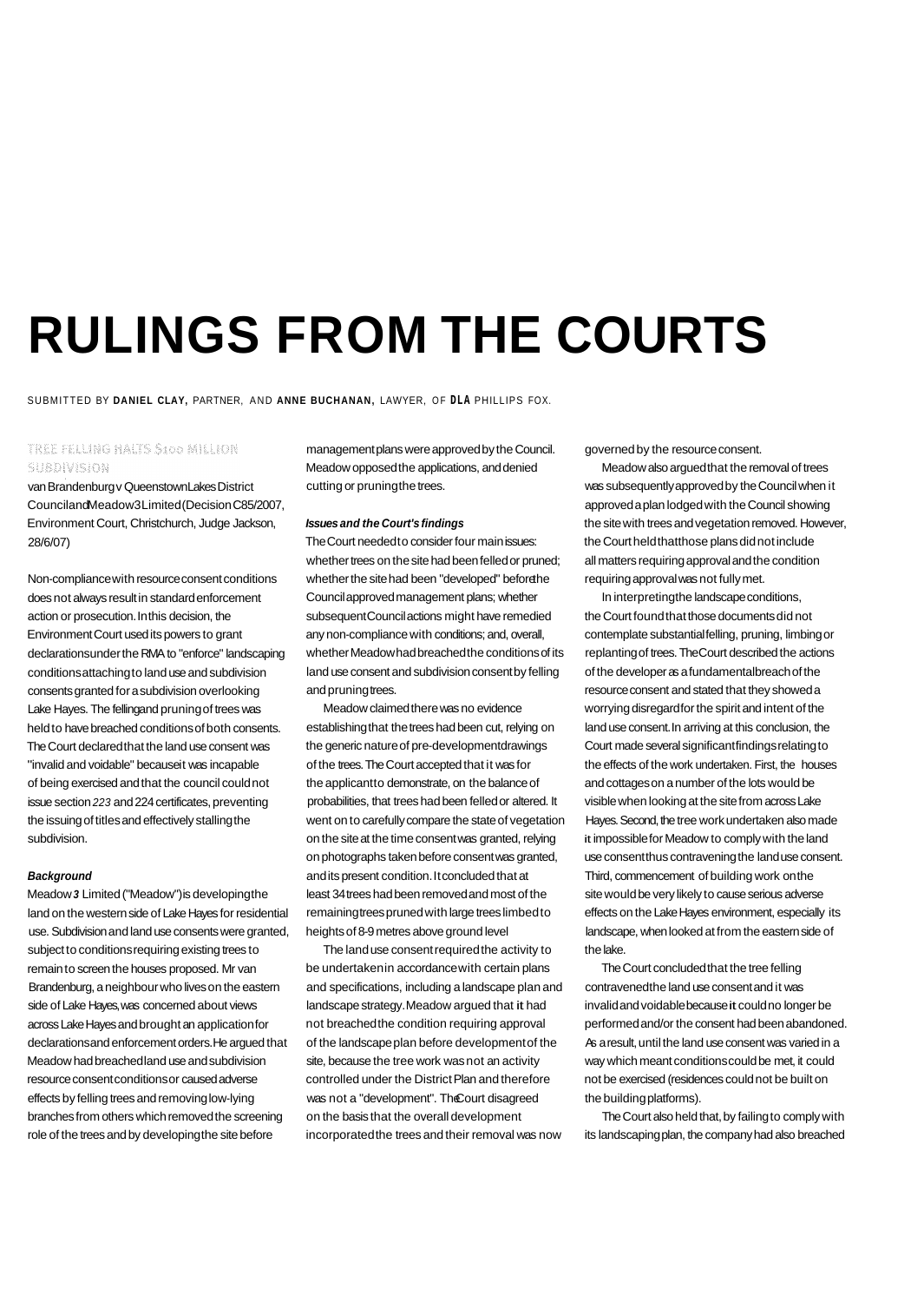# RULINGS FROM THE COURTS

SUBMITTED BY **DANIEL CLAY,** PARTNER, AND **ANNE BUCHANAN,** LAWYER, OF **DLA** PHILLIPS FOX.

## TREE FELLING HALTS $100 MILLION SUBDIVISION

van Brandenburg v Queenstown Lakes District Council and Meadow 3 Limited (Decision C85/2007, Environment Court, Christchurch, Judge Jackson, 28/6/07)

Non-compliance with resource consent conditions does not always result in standard enforcement action or prosecution. In this decision, the Environment Court used its powers to grant declarations under the RMA to "enforce" landscaping conditions attaching to land use and subdivision consents granted for a subdivision overlooking Lake Hayes. The felling and pruning of trees was held to have breached conditions of both consents. The Court declared that the land use consent was "invalid and voidable" because it was incapable of being exercised and that the council could not issue section *223* and 224 certificates, preventing the issuing of titles and effectively stalling the subdivision.

***Background***

Meadow *3* Limited ("Meadow") is developing the land on the western side of Lake Hayes for residential use. Subdivision and land use consents were granted, subject to conditions requiring existing trees to remain to screen the houses proposed. Mr van Brandenburg, a neighbour who lives on the eastern side of Lake Hayes, was concerned about views across Lake Hayes and brought an application for declarations and enforcement orders. He argued that Meadow had breached land use and subdivision resource consent conditions or caused adverse effects by felling trees and removing low-lying branches from others which removed the screening role of the trees and by developing the site before management plans were approved by the Council. Meadow opposed the applications, and denied cutting or pruning the trees.

***Issues and the Court's findings***

The Court needed to consider four main issues: whether trees on the site had been felled or pruned; whether the site had been "developed" before the Council approved management plans; whether subsequent Council actions might have remedied any non-compliance with conditions; and, overall, whether Meadow had breached the conditions of its land use consent and subdivision consent by felling and pruning trees.

Meadow claimed there was no evidence establishing that the trees had been cut, relying on the generic nature of pre-development drawings of the trees. The Court accepted that it was for the applicant to demonstrate, on the balance of probabilities, that trees had been felled or altered. It went on to carefully compare the state of vegetation on the site at the time consent was granted, relying on photographs taken before consent was granted, and its present condition. It concluded that at least 34 trees had been removed and most of the remaining trees pruned with large trees limbed to heights of 8-9 metres above ground level

The land use consent required the activity to be undertaken in accordance with certain plans and specifications, including a landscape plan and landscape strategy. Meadow argued that it had not breached the condition requiring approval of the landscape plan before development of the site, because the tree work was not an activity controlled under the District Plan and therefore was not a "development". The Court disagreed on the basis that the overall development incorporated the trees and their removal was now governed by the resource consent.

Meadow also argued that the removal of trees was subsequently approved by the Council when it approved a plan lodged with the Council showing the site with trees and vegetation removed. However, the Court held that those plans did not include all matters requiring approval and the condition requiring approval was not fully met.

In interpreting the landscape conditions, the Court found that those documents did not contemplate substantial felling, pruning, limbing or replanting of trees. The Court described the actions of the developer as a fundamental breach of the resource consent and stated that they showed a worrying disregard for the spirit and intent of the land use consent. In arriving at this conclusion, the Court made several significant findings relating to the effects of the work undertaken. First, the houses and cottages on a number of the lots would be visible when looking at the site from across Lake Hayes. Second, the tree work undertaken also made it impossible for Meadow to comply with the land use consent thus contravening the land use consent. Third, commencement of building work on the site would be very likely to cause serious adverse effects on the Lake Hayes environment, especially its landscape, when looked at from the eastern side of the lake.

The Court concluded that the tree felling contravened the land use consent and it was invalid and voidable because it could no longer be performed and/or the consent had been abandoned. As a result, until the land use consent was varied in a way which meant conditions could be met, it could not be exercised (residences could not be built on the building platforms).

The Court also held that, by failing to comply with its landscaping plan, the company had also breached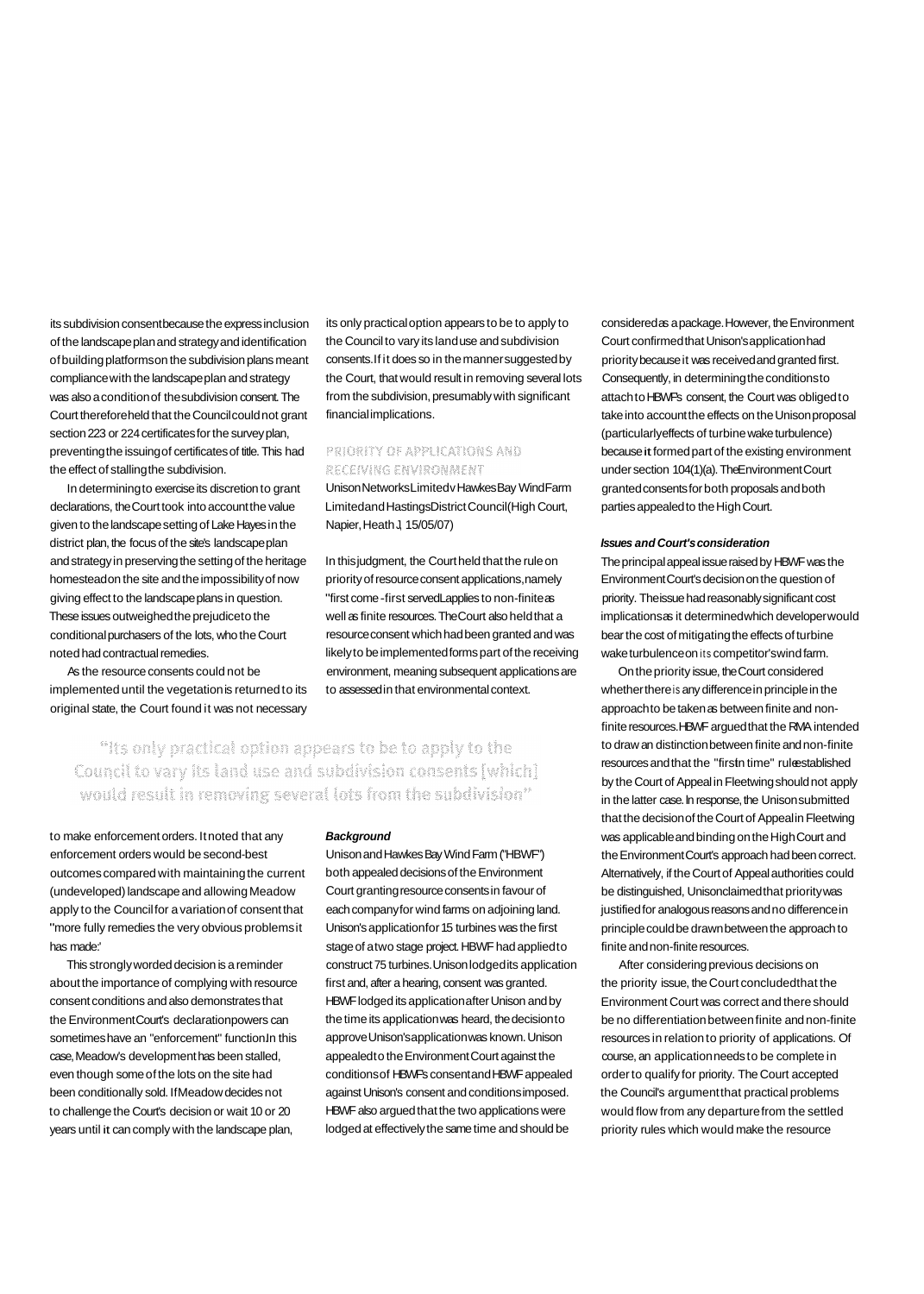its subdivision consent because the express inclusion of the landscape plan and strategy and identification of building platforms on the subdivision plans meant compliance with the landscape plan and strategy was also a condition of the subdivision consent. The Court therefore held that the Council could not grant section 223 or 224 certificates for the survey plan, preventing the issuing of certificates of title. This had the effect of stalling the subdivision.

In determining to exercise its discretion to grant declarations, the Court took into account the value given to the landscape setting of Lake Hayes in the district plan, the focus of the site's landscape plan and strategy in preserving the setting of the heritage homestead on the site and the impossibility of now giving effect to the landscape plans in question. These issues outweighed the prejudice to the conditional purchasers of the lots, who the Court noted had contractual remedies.

As the resource consents could not be implemented until the vegetation is returned to its original state, the Court found it was not necessary to make enforcement orders. It noted that any enforcement orders would be second-best outcomes compared with maintaining the current (undeveloped) landscape and allowing Meadow apply to the Council for a variation of consent that "more fully remedies the very obvious problems it has made."

This strongly worded decision is a reminder about the importance of complying with resource consent conditions and also demonstrates that the Environment Court's declaration powers can sometimes have an "enforcement" function. In this case, Meadow's development has been stalled, even though some of the lots on the site had been conditionally sold. If Meadow decides not to challenge the Court's decision or wait 10 or 20 years until it can comply with the landscape plan, its only practical option appears to be to apply to the Council to vary its land use and subdivision consents. If it does so in the manner suggested by the Court, that would result in removing several lots from the subdivision, presumably with significant financial implications.

> "Its only practical option appears to be to apply to the Council to vary its land use and subdivision consents [which] would result in removing several lots from the subdivision"

## PRIORITY OF APPLICATIONS AND RECEIVING ENVIRONMENT

Unison Networks Limited v Hawkes Bay Wind Farm Limited and Hastings District Council (High Court, Napier, Heath J, 15/05/07)

In this judgment, the Court held that the rule on priority of resource consent applications, namely "first come - first served" applies to non-finite as well as finite resources. The Court also held that a resource consent which had been granted and was likely to be implemented forms part of the receiving environment, meaning subsequent applications are to assessed in that environmental context.

### *Background*

Unison and Hawkes Bay Wind Farm ("HBWF") both appealed decisions of the Environment Court granting resource consents in favour of each company for wind farms on adjoining land. Unison's application for 15 turbines was the first stage of a two stage project. HBWF had applied to construct 75 turbines. Unison lodged its application first and, after a hearing, consent was granted. HBWF lodged its application after Unison and by the time its application was heard, the decision to approve Unison's application was known. Unison appealed to the Environment Court against the conditions of HBWF's consent and HBWF appealed against Unison's consent and conditions imposed. HBWF also argued that the two applications were lodged at effectively the same time and should be considered as a package. However, the Environment Court confirmed that Unison's application had priority because it was received and granted first. Consequently, in determining the conditions to attach to HBWF's consent, the Court was obliged to take into account the effects on the Unison proposal (particularly effects of turbine wake turbulence) because it formed part of the existing environment under section 104(1)(a). The Environment Court granted consents for both proposals and both parties appealed to the High Court.

### *Issues and Court's consideration*

The principal appeal issue raised by HBWF was the Environment Court's decision on the question of priority. The issue had reasonably significant cost implications as it determined which developer would bear the cost of mitigating the effects of turbine wake turbulence on its competitor's wind farm.

On the priority issue, the Court considered whether there is any difference in principle in the approach to be taken as between finite and non-finite resources. HBWF argued that the RMA intended to draw an distinction between finite and non-finite resources and that the "first in time" rule established by the Court of Appeal in Fleetwing should not apply in the latter case. In response, the Unison submitted that the decision of the Court of Appeal in Fleetwing was applicable and binding on the High Court and the Environment Court's approach had been correct. Alternatively, if the Court of Appeal authorities could be distinguished, Unison claimed that priority was justified for analogous reasons and no difference in principle could be drawn between the approach to finite and non-finite resources.

After considering previous decisions on the priority issue, the Court concluded that the Environment Court was correct and there should be no differentiation between finite and non-finite resources in relation to priority of applications. Of course, an application needs to be complete in order to qualify for priority. The Court accepted the Council's argument that practical problems would flow from any departure from the settled priority rules which would make the resource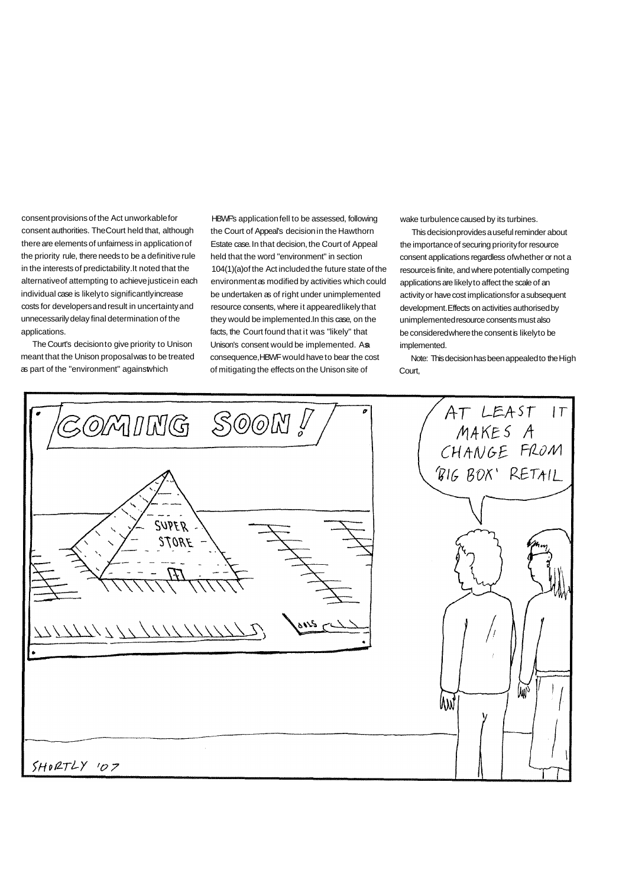consent provisions of the Act unworkable for consent authorities. The Court held that, although there are elements of unfairness in application of the priority rule, there needs to be a definitive rule in the interests of predictability. It noted that the alternative of attempting to achieve justice in each individual case is likely to significantly increase costs for developers and result in uncertainty and unnecessarily delay final determination of the applications.

The Court's decision to give priority to Unison meant that the Unison proposal was to be treated as part of the "environment" against which HBWF's application fell to be assessed, following the Court of Appeal's decision in the Hawthorn Estate case. In that decision, the Court of Appeal held that the word "environment" in section 104(1)(a) of the Act included the future state of the environment as modified by activities which could be undertaken as of right under unimplemented resource consents, where it appeared likely that they would be implemented. In this case, on the facts, the Court found that it was "likely" that Unison's consent would be implemented. As a consequence, HBWF would have to bear the cost of mitigating the effects on the Unison site of wake turbulence caused by its turbines.

This decision provides a useful reminder about the importance of securing priority for resource consent applications regardless of whether or not a resource is finite, and where potentially competing applications are likely to affect the scale of an activity or have cost implications for a subsequent development. Effects on activities authorised by unimplemented resource consents must also be considered where the consent is likely to be implemented.

Note: This decision has been appealed to the High Court,

COMING SOON!

SUPER STORE

AT LEAST IT MAKES A CHANGE FROM 'BIG BOX' RETAIL

SHORTLY '07